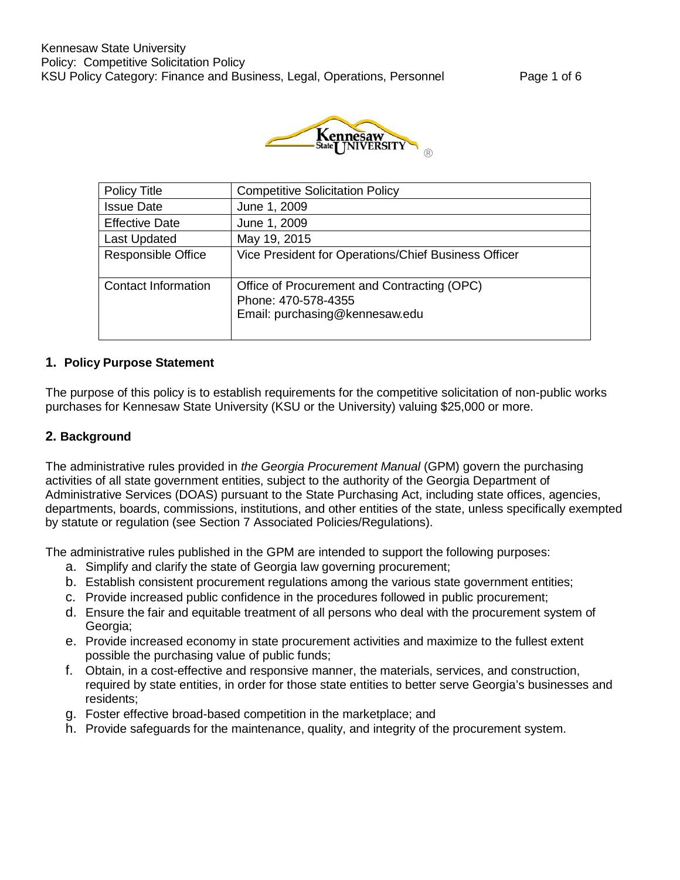| Policy Title | Competitive Solicitation Policy |
|---|---|
| Issue Date | June 1, 2009 |
| Effective Date | June 1, 2009 |
| Last Updated | May 19, 2015 |
| Responsible Office | Vice President for Operations/Chief Business Officer |
| Contact Information | Office of Procurement and Contracting (OPC)<br>Phone: 470-578-4355<br>Email: purchasing@kennesaw.edu |

## 1. Policy Purpose Statement

The purpose of this policy is to establish requirements for the competitive solicitation of non-public works purchases for Kennesaw State University (KSU or the University) valuing $25,000 or more.

## 2. Background

The administrative rules provided in *the Georgia Procurement Manual* (GPM) govern the purchasing activities of all state government entities, subject to the authority of the Georgia Department of Administrative Services (DOAS) pursuant to the State Purchasing Act, including state offices, agencies, departments, boards, commissions, institutions, and other entities of the state, unless specifically exempted by statute or regulation (see Section 7 Associated Policies/Regulations).

The administrative rules published in the GPM are intended to support the following purposes:

a. Simplify and clarify the state of Georgia law governing procurement;
b. Establish consistent procurement regulations among the various state government entities;
c. Provide increased public confidence in the procedures followed in public procurement;
d. Ensure the fair and equitable treatment of all persons who deal with the procurement system of Georgia;
e. Provide increased economy in state procurement activities and maximize to the fullest extent possible the purchasing value of public funds;
f. Obtain, in a cost-effective and responsive manner, the materials, services, and construction, required by state entities, in order for those state entities to better serve Georgia's businesses and residents;
g. Foster effective broad-based competition in the marketplace; and
h. Provide safeguards for the maintenance, quality, and integrity of the procurement system.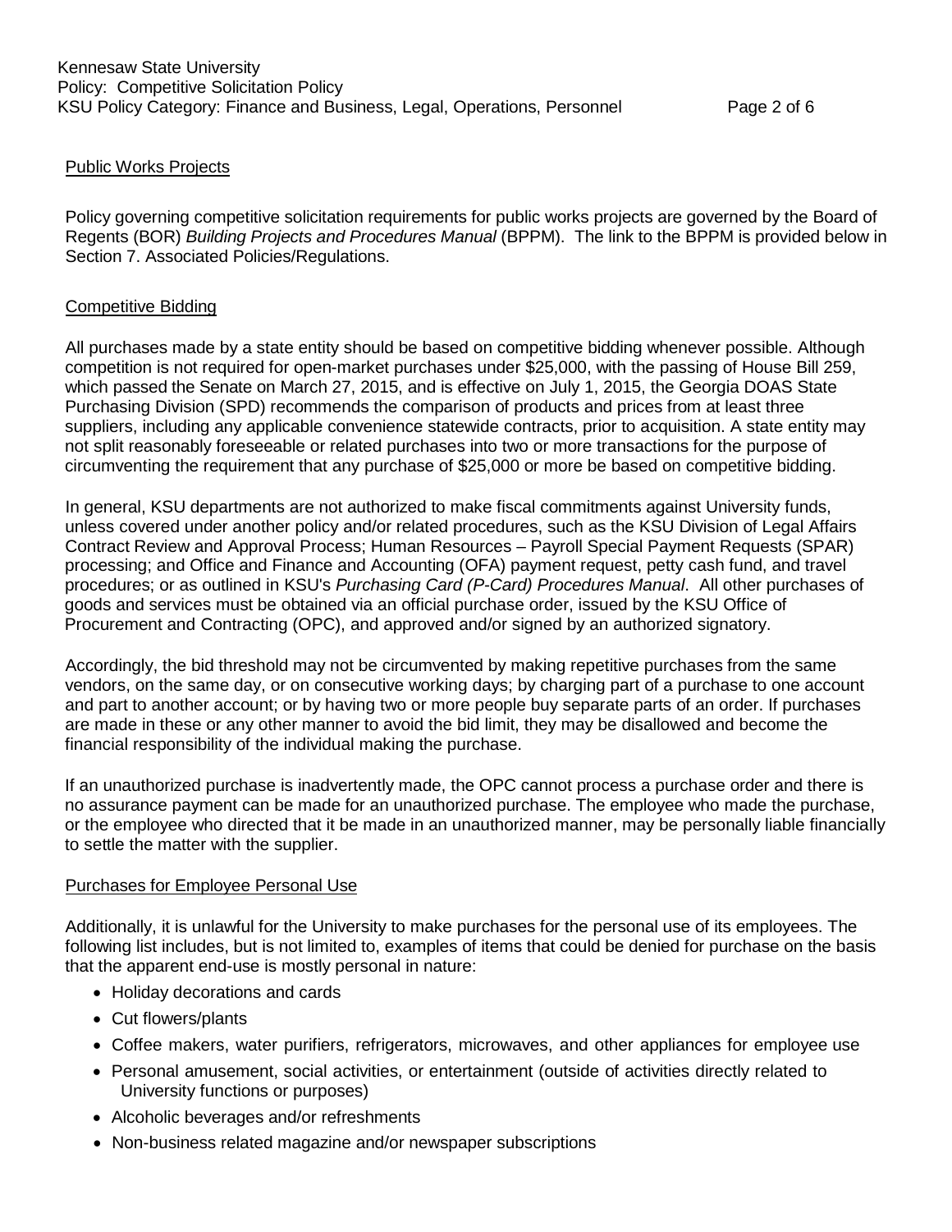Public Works Projects

Policy governing competitive solicitation requirements for public works projects are governed by the Board of Regents (BOR) *Building Projects and Procedures Manual* (BPPM). The link to the BPPM is provided below in Section 7. Associated Policies/Regulations.

Competitive Bidding

All purchases made by a state entity should be based on competitive bidding whenever possible. Although competition is not required for open-market purchases under $25,000, with the passing of House Bill 259, which passed the Senate on March 27, 2015, and is effective on July 1, 2015, the Georgia DOAS State Purchasing Division (SPD) recommends the comparison of products and prices from at least three suppliers, including any applicable convenience statewide contracts, prior to acquisition. A state entity may not split reasonably foreseeable or related purchases into two or more transactions for the purpose of circumventing the requirement that any purchase of $25,000 or more be based on competitive bidding.

In general, KSU departments are not authorized to make fiscal commitments against University funds, unless covered under another policy and/or related procedures, such as the KSU Division of Legal Affairs Contract Review and Approval Process; Human Resources – Payroll Special Payment Requests (SPAR) processing; and Office and Finance and Accounting (OFA) payment request, petty cash fund, and travel procedures; or as outlined in KSU's *Purchasing Card (P-Card) Procedures Manual*. All other purchases of goods and services must be obtained via an official purchase order, issued by the KSU Office of Procurement and Contracting (OPC), and approved and/or signed by an authorized signatory.

Accordingly, the bid threshold may not be circumvented by making repetitive purchases from the same vendors, on the same day, or on consecutive working days; by charging part of a purchase to one account and part to another account; or by having two or more people buy separate parts of an order. If purchases are made in these or any other manner to avoid the bid limit, they may be disallowed and become the financial responsibility of the individual making the purchase.

If an unauthorized purchase is inadvertently made, the OPC cannot process a purchase order and there is no assurance payment can be made for an unauthorized purchase. The employee who made the purchase, or the employee who directed that it be made in an unauthorized manner, may be personally liable financially to settle the matter with the supplier.

Purchases for Employee Personal Use

Additionally, it is unlawful for the University to make purchases for the personal use of its employees. The following list includes, but is not limited to, examples of items that could be denied for purchase on the basis that the apparent end-use is mostly personal in nature:

- Holiday decorations and cards
- Cut flowers/plants
- Coffee makers, water purifiers, refrigerators, microwaves, and other appliances for employee use
- Personal amusement, social activities, or entertainment (outside of activities directly related to University functions or purposes)
- Alcoholic beverages and/or refreshments
- Non-business related magazine and/or newspaper subscriptions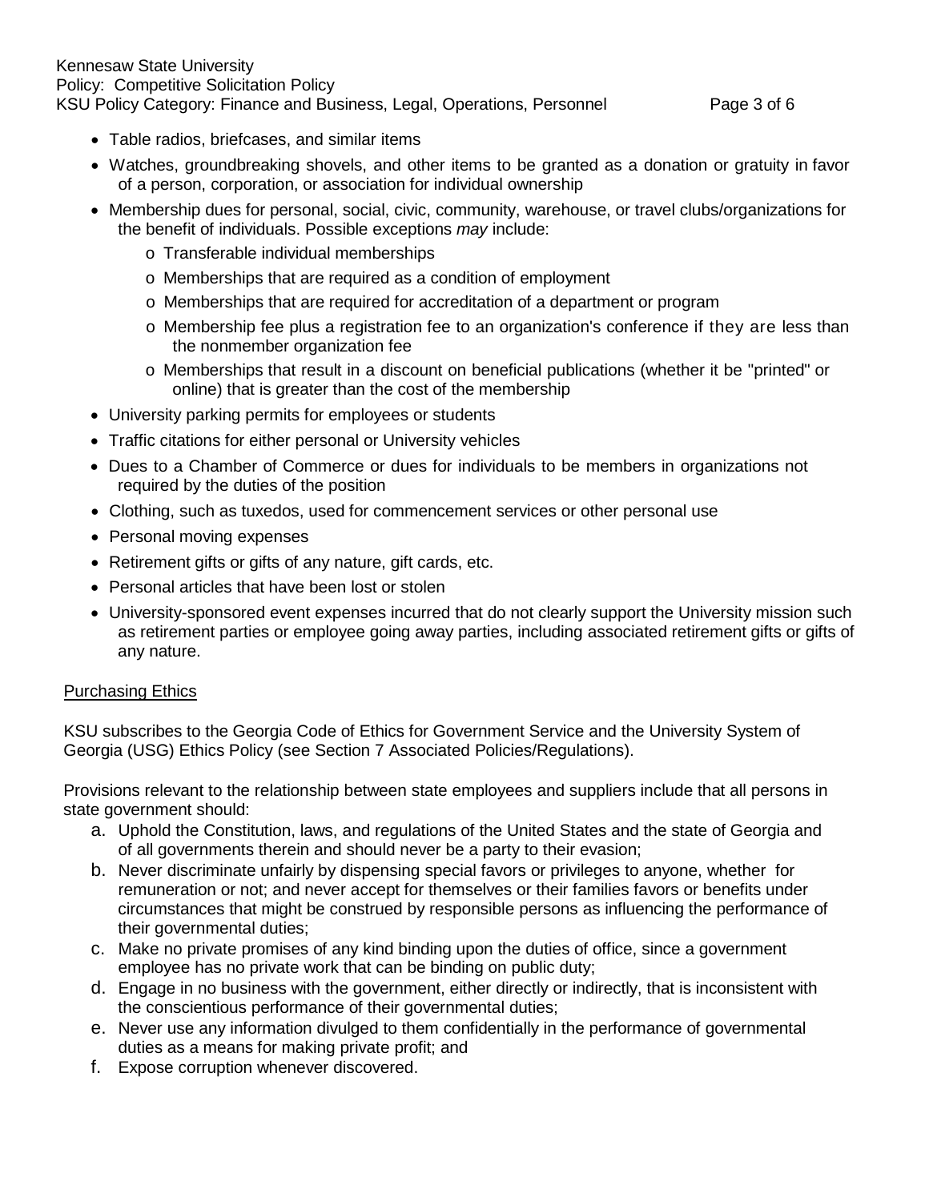- Table radios, briefcases, and similar items
- Watches, groundbreaking shovels, and other items to be granted as a donation or gratuity in favor of a person, corporation, or association for individual ownership
- Membership dues for personal, social, civic, community, warehouse, or travel clubs/organizations for the benefit of individuals. Possible exceptions *may* include:
  - Transferable individual memberships
  - Memberships that are required as a condition of employment
  - Memberships that are required for accreditation of a department or program
  - Membership fee plus a registration fee to an organization's conference if they are less than the nonmember organization fee
  - Memberships that result in a discount on beneficial publications (whether it be "printed" or online) that is greater than the cost of the membership
- University parking permits for employees or students
- Traffic citations for either personal or University vehicles
- Dues to a Chamber of Commerce or dues for individuals to be members in organizations not required by the duties of the position
- Clothing, such as tuxedos, used for commencement services or other personal use
- Personal moving expenses
- Retirement gifts or gifts of any nature, gift cards, etc.
- Personal articles that have been lost or stolen
- University-sponsored event expenses incurred that do not clearly support the University mission such as retirement parties or employee going away parties, including associated retirement gifts or gifts of any nature.

<u>Purchasing Ethics</u>

KSU subscribes to the Georgia Code of Ethics for Government Service and the University System of Georgia (USG) Ethics Policy (see Section 7 Associated Policies/Regulations).

Provisions relevant to the relationship between state employees and suppliers include that all persons in state government should:

a. Uphold the Constitution, laws, and regulations of the United States and the state of Georgia and of all governments therein and should never be a party to their evasion;
b. Never discriminate unfairly by dispensing special favors or privileges to anyone, whether for remuneration or not; and never accept for themselves or their families favors or benefits under circumstances that might be construed by responsible persons as influencing the performance of their governmental duties;
c. Make no private promises of any kind binding upon the duties of office, since a government employee has no private work that can be binding on public duty;
d. Engage in no business with the government, either directly or indirectly, that is inconsistent with the conscientious performance of their governmental duties;
e. Never use any information divulged to them confidentially in the performance of governmental duties as a means for making private profit; and
f. Expose corruption whenever discovered.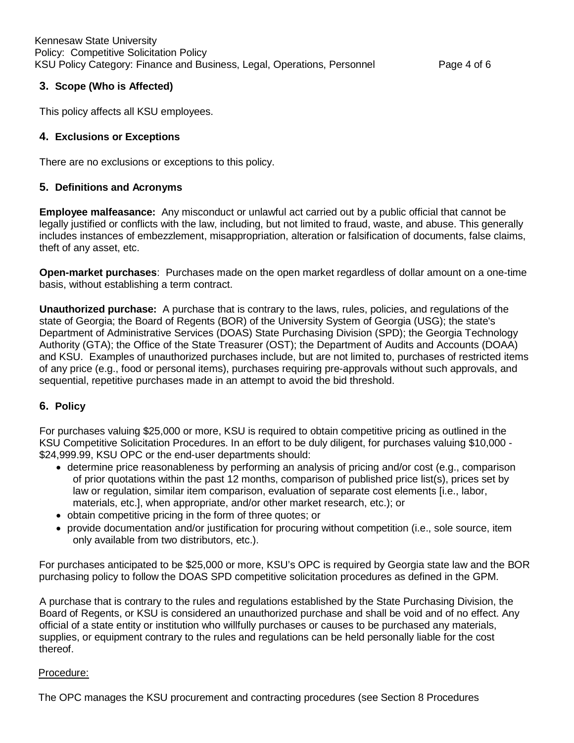## 3. Scope (Who is Affected)

This policy affects all KSU employees.

## 4. Exclusions or Exceptions

There are no exclusions or exceptions to this policy.

## 5. Definitions and Acronyms

**Employee malfeasance:** Any misconduct or unlawful act carried out by a public official that cannot be legally justified or conflicts with the law, including, but not limited to fraud, waste, and abuse. This generally includes instances of embezzlement, misappropriation, alteration or falsification of documents, false claims, theft of any asset, etc.

**Open-market purchases**: Purchases made on the open market regardless of dollar amount on a one-time basis, without establishing a term contract.

**Unauthorized purchase:** A purchase that is contrary to the laws, rules, policies, and regulations of the state of Georgia; the Board of Regents (BOR) of the University System of Georgia (USG); the state's Department of Administrative Services (DOAS) State Purchasing Division (SPD); the Georgia Technology Authority (GTA); the Office of the State Treasurer (OST); the Department of Audits and Accounts (DOAA) and KSU. Examples of unauthorized purchases include, but are not limited to, purchases of restricted items of any price (e.g., food or personal items), purchases requiring pre-approvals without such approvals, and sequential, repetitive purchases made in an attempt to avoid the bid threshold.

## 6. Policy

For purchases valuing $25,000 or more, KSU is required to obtain competitive pricing as outlined in the KSU Competitive Solicitation Procedures. In an effort to be duly diligent, for purchases valuing $10,000 - $24,999.99, KSU OPC or the end-user departments should:

- determine price reasonableness by performing an analysis of pricing and/or cost (e.g., comparison of prior quotations within the past 12 months, comparison of published price list(s), prices set by law or regulation, similar item comparison, evaluation of separate cost elements [i.e., labor, materials, etc.], when appropriate, and/or other market research, etc.); or
- obtain competitive pricing in the form of three quotes; or
- provide documentation and/or justification for procuring without competition (i.e., sole source, item only available from two distributors, etc.).

For purchases anticipated to be $25,000 or more, KSU's OPC is required by Georgia state law and the BOR purchasing policy to follow the DOAS SPD competitive solicitation procedures as defined in the GPM.

A purchase that is contrary to the rules and regulations established by the State Purchasing Division, the Board of Regents, or KSU is considered an unauthorized purchase and shall be void and of no effect. Any official of a state entity or institution who willfully purchases or causes to be purchased any materials, supplies, or equipment contrary to the rules and regulations can be held personally liable for the cost thereof.

Procedure:

The OPC manages the KSU procurement and contracting procedures (see Section 8 Procedures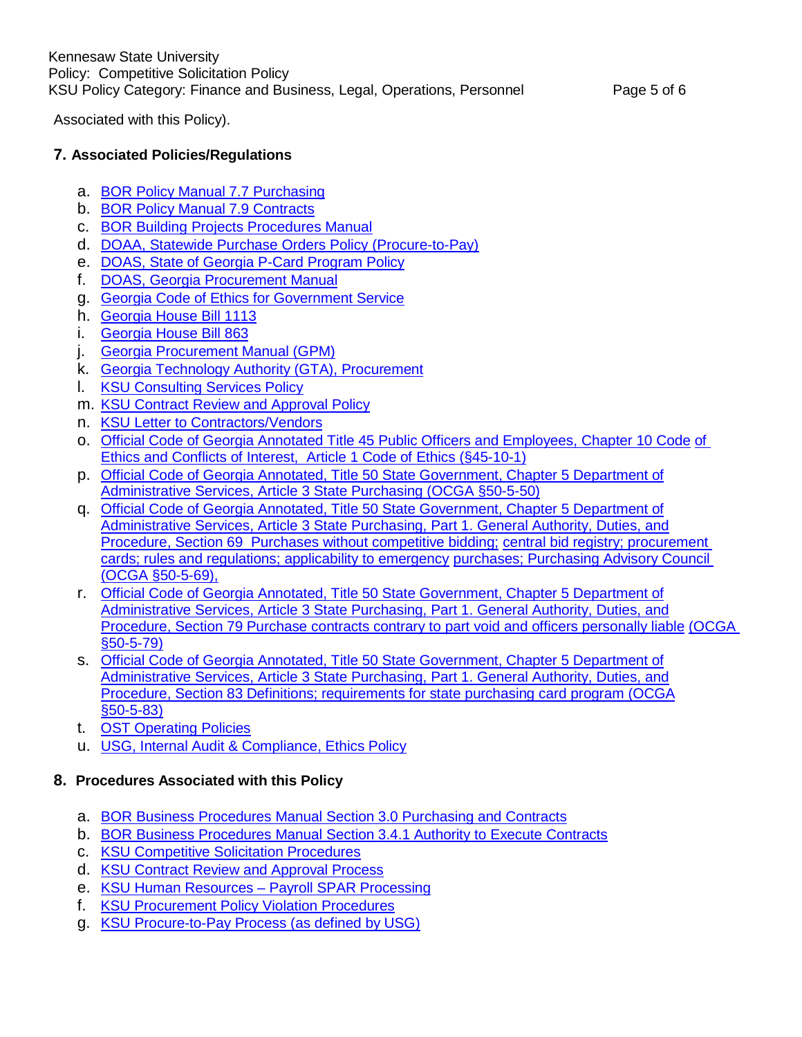Associated with this Policy).

## 7. Associated Policies/Regulations

a. BOR Policy Manual 7.7 Purchasing
b. BOR Policy Manual 7.9 Contracts
c. BOR Building Projects Procedures Manual
d. DOAA, Statewide Purchase Orders Policy (Procure-to-Pay)
e. DOAS, State of Georgia P-Card Program Policy
f. DOAS, Georgia Procurement Manual
g. Georgia Code of Ethics for Government Service
h. Georgia House Bill 1113
i. Georgia House Bill 863
j. Georgia Procurement Manual (GPM)
k. Georgia Technology Authority (GTA), Procurement
l. KSU Consulting Services Policy
m. KSU Contract Review and Approval Policy
n. KSU Letter to Contractors/Vendors
o. Official Code of Georgia Annotated Title 45 Public Officers and Employees, Chapter 10 Code of Ethics and Conflicts of Interest, Article 1 Code of Ethics (§45-10-1)
p. Official Code of Georgia Annotated, Title 50 State Government, Chapter 5 Department of Administrative Services, Article 3 State Purchasing (OCGA §50-5-50)
q. Official Code of Georgia Annotated, Title 50 State Government, Chapter 5 Department of Administrative Services, Article 3 State Purchasing, Part 1. General Authority, Duties, and Procedure, Section 69 Purchases without competitive bidding; central bid registry; procurement cards; rules and regulations; applicability to emergency purchases; Purchasing Advisory Council (OCGA §50-5-69),
r. Official Code of Georgia Annotated, Title 50 State Government, Chapter 5 Department of Administrative Services, Article 3 State Purchasing, Part 1. General Authority, Duties, and Procedure, Section 79 Purchase contracts contrary to part void and officers personally liable (OCGA §50-5-79)
s. Official Code of Georgia Annotated, Title 50 State Government, Chapter 5 Department of Administrative Services, Article 3 State Purchasing, Part 1. General Authority, Duties, and Procedure, Section 83 Definitions; requirements for state purchasing card program (OCGA §50-5-83)
t. OST Operating Policies
u. USG, Internal Audit & Compliance, Ethics Policy

## 8. Procedures Associated with this Policy

a. BOR Business Procedures Manual Section 3.0 Purchasing and Contracts
b. BOR Business Procedures Manual Section 3.4.1 Authority to Execute Contracts
c. KSU Competitive Solicitation Procedures
d. KSU Contract Review and Approval Process
e. KSU Human Resources – Payroll SPAR Processing
f. KSU Procurement Policy Violation Procedures
g. KSU Procure-to-Pay Process (as defined by USG)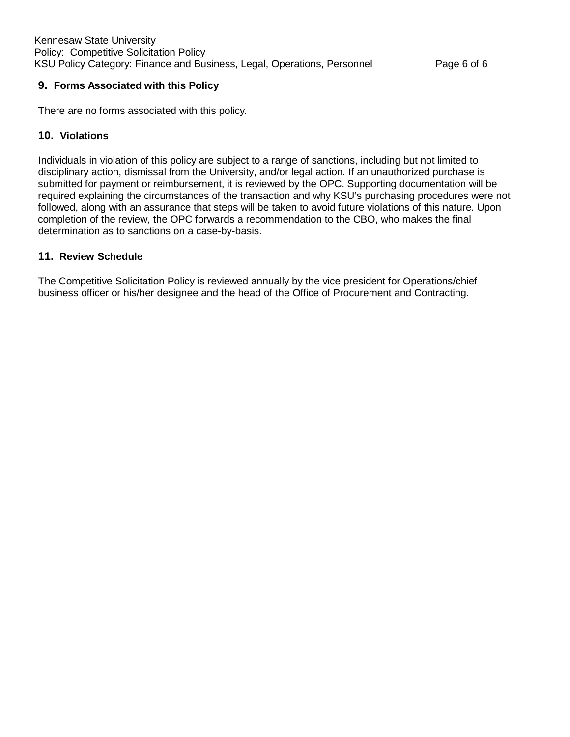## 9. Forms Associated with this Policy

There are no forms associated with this policy.

## 10. Violations

Individuals in violation of this policy are subject to a range of sanctions, including but not limited to disciplinary action, dismissal from the University, and/or legal action. If an unauthorized purchase is submitted for payment or reimbursement, it is reviewed by the OPC. Supporting documentation will be required explaining the circumstances of the transaction and why KSU's purchasing procedures were not followed, along with an assurance that steps will be taken to avoid future violations of this nature. Upon completion of the review, the OPC forwards a recommendation to the CBO, who makes the final determination as to sanctions on a case-by-basis.

## 11. Review Schedule

The Competitive Solicitation Policy is reviewed annually by the vice president for Operations/chief business officer or his/her designee and the head of the Office of Procurement and Contracting.